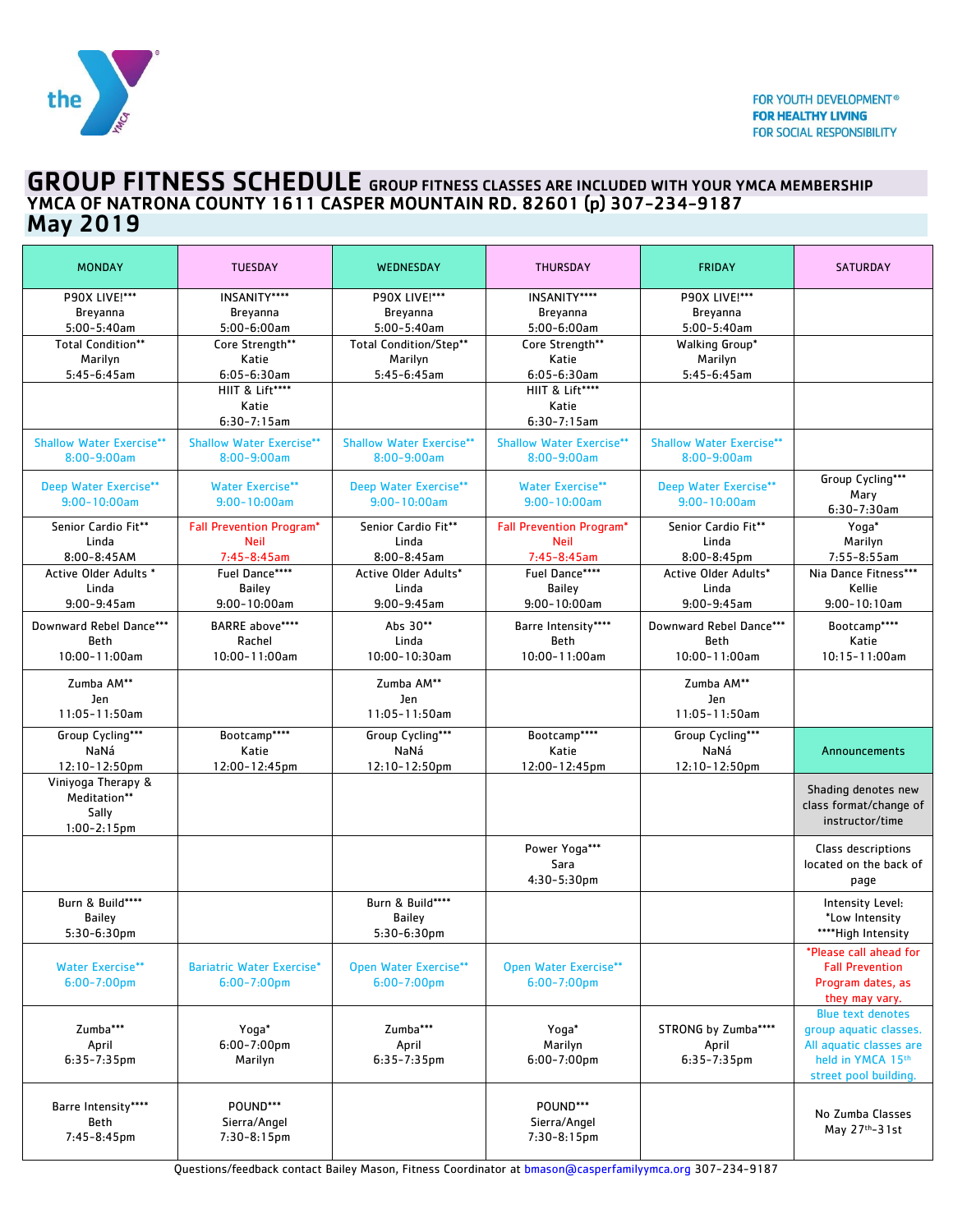the YMCA

FOR YOUTH DEVELOPMENT®
FOR HEALTHY LIVING
FOR SOCIAL RESPONSIBILITY

# GROUP FITNESS SCHEDULE

GROUP FITNESS CLASSES ARE INCLUDED WITH YOUR YMCA MEMBERSHIP

## YMCA OF NATRONA COUNTY 1611 CASPER MOUNTAIN RD. 82601 (p) 307-234-9187

## May 2019

| MONDAY | TUESDAY | WEDNESDAY | THURSDAY | FRIDAY | SATURDAY |
|---|---|---|---|---|---|
| P90X LIVE!*** Breyanna 5:00-5:40am | INSANITY**** Breyanna 5:00-6:00am | P90X LIVE!*** Breyanna 5:00-5:40am | INSANITY**** Breyanna 5:00-6:00am | P90X LIVE!*** Breyanna 5:00-5:40am | |
| Total Condition** Marilyn 5:45-6:45am | Core Strength** Katie 6:05-6:30am | Total Condition/Step** Marilyn 5:45-6:45am | Core Strength** Katie 6:05-6:30am | Walking Group* Marilyn 5:45-6:45am | |
| | HIIT & Lift**** Katie 6:30-7:15am | | HIIT & Lift**** Katie 6:30-7:15am | | |
| Shallow Water Exercise** 8:00-9:00am | Shallow Water Exercise** 8:00-9:00am | Shallow Water Exercise** 8:00-9:00am | Shallow Water Exercise** 8:00-9:00am | Shallow Water Exercise** 8:00-9:00am | |
| Deep Water Exercise** 9:00-10:00am | Water Exercise** 9:00-10:00am | Deep Water Exercise** 9:00-10:00am | Water Exercise** 9:00-10:00am | Deep Water Exercise** 9:00-10:00am | Group Cycling*** Mary 6:30-7:30am |
| Senior Cardio Fit** Linda 8:00-8:45AM | Fall Prevention Program* Neil 7:45-8:45am | Senior Cardio Fit** Linda 8:00-8:45am | Fall Prevention Program* Neil 7:45-8:45am | Senior Cardio Fit** Linda 8:00-8:45pm | Yoga* Marilyn 7:55-8:55am |
| Active Older Adults * Linda 9:00-9:45am | Fuel Dance**** Bailey 9:00-10:00am | Active Older Adults* Linda 9:00-9:45am | Fuel Dance**** Bailey 9:00-10:00am | Active Older Adults* Linda 9:00-9:45am | Nia Dance Fitness*** Kellie 9:00-10:10am |
| Downward Rebel Dance*** Beth 10:00-11:00am | BARRE above**** Rachel 10:00-11:00am | Abs 30** Linda 10:00-10:30am | Barre Intensity**** Beth 10:00-11:00am | Downward Rebel Dance*** Beth 10:00-11:00am | Bootcamp**** Katie 10:15-11:00am |
| Zumba AM** Jen 11:05-11:50am | | Zumba AM** Jen 11:05-11:50am | | Zumba AM** Jen 11:05-11:50am | |
| Group Cycling*** NaNá 12:10-12:50pm | Bootcamp**** Katie 12:00-12:45pm | Group Cycling*** NaNá 12:10-12:50pm | Bootcamp**** Katie 12:00-12:45pm | Group Cycling*** NaNá 12:10-12:50pm | Announcements |
| Viniyoga Therapy & Meditation** Sally 1:00-2:15pm | | | | | Shading denotes new class format/change of instructor/time |
| | | | Power Yoga*** Sara 4:30-5:30pm | | Class descriptions located on the back of page |
| Burn & Build**** Bailey 5:30-6:30pm | | Burn & Build**** Bailey 5:30-6:30pm | | | Intensity Level: *Low Intensity ****High Intensity |
| Water Exercise** 6:00-7:00pm | Bariatric Water Exercise* 6:00-7:00pm | Open Water Exercise** 6:00-7:00pm | Open Water Exercise** 6:00-7:00pm | | *Please call ahead for Fall Prevention Program dates, as they may vary. |
| Zumba*** April 6:35-7:35pm | Yoga* 6:00-7:00pm Marilyn | Zumba*** April 6:35-7:35pm | Yoga* Marilyn 6:00-7:00pm | STRONG by Zumba**** April 6:35-7:35pm | Blue text denotes group aquatic classes. All aquatic classes are held in YMCA 15th street pool building. |
| Barre Intensity**** Beth 7:45-8:45pm | POUND*** Sierra/Angel 7:30-8:15pm | | POUND*** Sierra/Angel 7:30-8:15pm | | No Zumba Classes May 27th-31st |

Questions/feedback contact Bailey Mason, Fitness Coordinator at bmason@casperfamilyymca.org 307-234-9187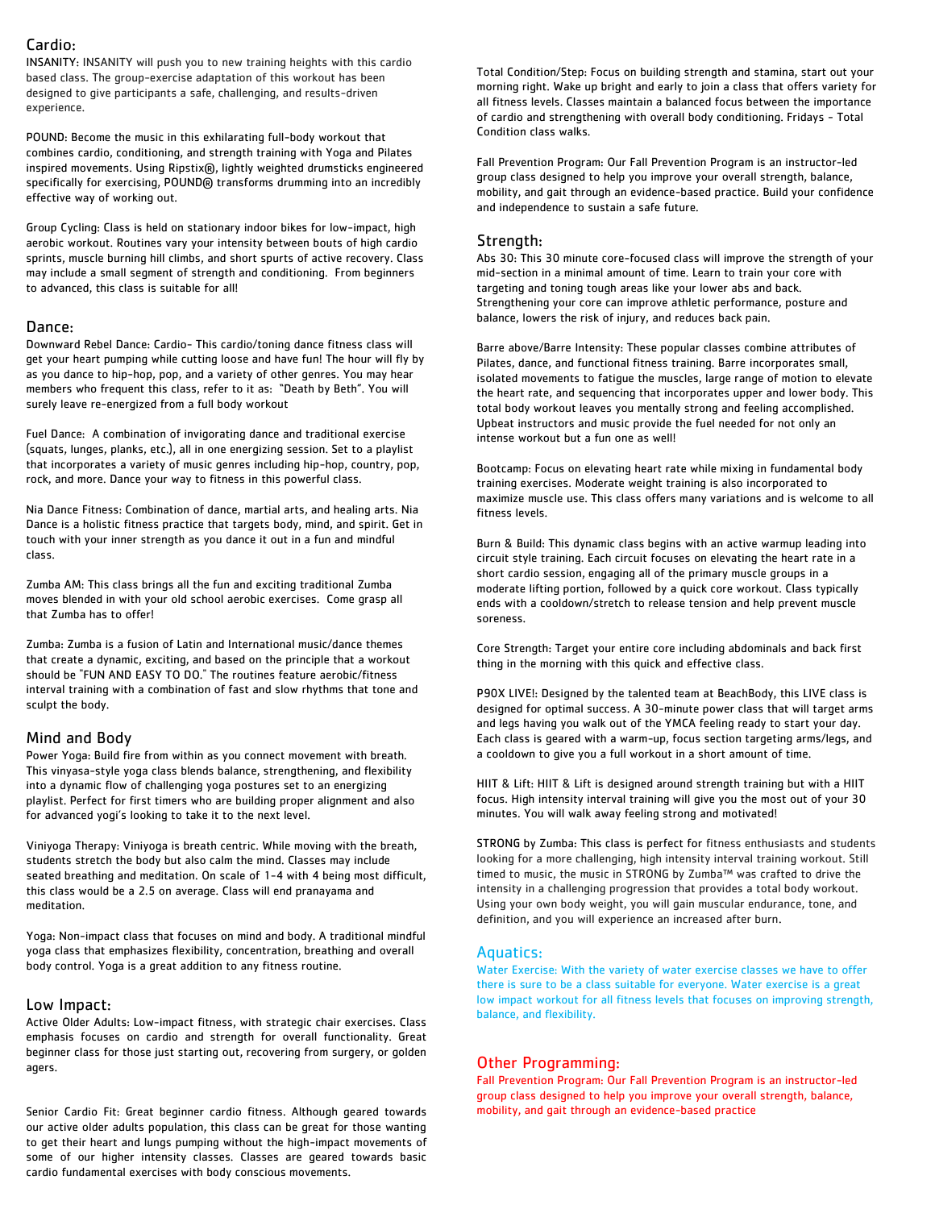## Cardio:

INSANITY: INSANITY will push you to new training heights with this cardio based class. The group-exercise adaptation of this workout has been designed to give participants a safe, challenging, and results-driven experience.

POUND: Become the music in this exhilarating full-body workout that combines cardio, conditioning, and strength training with Yoga and Pilates inspired movements. Using Ripstix®, lightly weighted drumsticks engineered specifically for exercising, POUND® transforms drumming into an incredibly effective way of working out.

Group Cycling: Class is held on stationary indoor bikes for low-impact, high aerobic workout. Routines vary your intensity between bouts of high cardio sprints, muscle burning hill climbs, and short spurts of active recovery. Class may include a small segment of strength and conditioning. From beginners to advanced, this class is suitable for all!

## Dance:

Downward Rebel Dance: Cardio- This cardio/toning dance fitness class will get your heart pumping while cutting loose and have fun! The hour will fly by as you dance to hip-hop, pop, and a variety of other genres. You may hear members who frequent this class, refer to it as: "Death by Beth". You will surely leave re-energized from a full body workout

Fuel Dance: A combination of invigorating dance and traditional exercise (squats, lunges, planks, etc.), all in one energizing session. Set to a playlist that incorporates a variety of music genres including hip-hop, country, pop, rock, and more. Dance your way to fitness in this powerful class.

Nia Dance Fitness: Combination of dance, martial arts, and healing arts. Nia Dance is a holistic fitness practice that targets body, mind, and spirit. Get in touch with your inner strength as you dance it out in a fun and mindful class.

Zumba AM: This class brings all the fun and exciting traditional Zumba moves blended in with your old school aerobic exercises. Come grasp all that Zumba has to offer!

Zumba: Zumba is a fusion of Latin and International music/dance themes that create a dynamic, exciting, and based on the principle that a workout should be "FUN AND EASY TO DO." The routines feature aerobic/fitness interval training with a combination of fast and slow rhythms that tone and sculpt the body.

## Mind and Body

Power Yoga: Build fire from within as you connect movement with breath. This vinyasa-style yoga class blends balance, strengthening, and flexibility into a dynamic flow of challenging yoga postures set to an energizing playlist. Perfect for first timers who are building proper alignment and also for advanced yogi's looking to take it to the next level.

Viniyoga Therapy: Viniyoga is breath centric. While moving with the breath, students stretch the body but also calm the mind. Classes may include seated breathing and meditation. On scale of 1-4 with 4 being most difficult, this class would be a 2.5 on average. Class will end pranayama and meditation.

Yoga: Non-impact class that focuses on mind and body. A traditional mindful yoga class that emphasizes flexibility, concentration, breathing and overall body control. Yoga is a great addition to any fitness routine.

## Low Impact:

Active Older Adults: Low-impact fitness, with strategic chair exercises. Class emphasis focuses on cardio and strength for overall functionality. Great beginner class for those just starting out, recovering from surgery, or golden agers.

Senior Cardio Fit: Great beginner cardio fitness. Although geared towards our active older adults population, this class can be great for those wanting to get their heart and lungs pumping without the high-impact movements of some of our higher intensity classes. Classes are geared towards basic cardio fundamental exercises with body conscious movements.

Total Condition/Step: Focus on building strength and stamina, start out your morning right. Wake up bright and early to join a class that offers variety for all fitness levels. Classes maintain a balanced focus between the importance of cardio and strengthening with overall body conditioning. Fridays - Total Condition class walks.

Fall Prevention Program: Our Fall Prevention Program is an instructor-led group class designed to help you improve your overall strength, balance, mobility, and gait through an evidence-based practice. Build your confidence and independence to sustain a safe future.

## Strength:

Abs 30: This 30 minute core-focused class will improve the strength of your mid-section in a minimal amount of time. Learn to train your core with targeting and toning tough areas like your lower abs and back. Strengthening your core can improve athletic performance, posture and balance, lowers the risk of injury, and reduces back pain.

Barre above/Barre Intensity: These popular classes combine attributes of Pilates, dance, and functional fitness training. Barre incorporates small, isolated movements to fatigue the muscles, large range of motion to elevate the heart rate, and sequencing that incorporates upper and lower body. This total body workout leaves you mentally strong and feeling accomplished. Upbeat instructors and music provide the fuel needed for not only an intense workout but a fun one as well!

Bootcamp: Focus on elevating heart rate while mixing in fundamental body training exercises. Moderate weight training is also incorporated to maximize muscle use. This class offers many variations and is welcome to all fitness levels.

Burn & Build: This dynamic class begins with an active warmup leading into circuit style training. Each circuit focuses on elevating the heart rate in a short cardio session, engaging all of the primary muscle groups in a moderate lifting portion, followed by a quick core workout. Class typically ends with a cooldown/stretch to release tension and help prevent muscle soreness.

Core Strength: Target your entire core including abdominals and back first thing in the morning with this quick and effective class.

P90X LIVE!: Designed by the talented team at BeachBody, this LIVE class is designed for optimal success. A 30-minute power class that will target arms and legs having you walk out of the YMCA feeling ready to start your day. Each class is geared with a warm-up, focus section targeting arms/legs, and a cooldown to give you a full workout in a short amount of time.

HIIT & Lift: HIIT & Lift is designed around strength training but with a HIIT focus. High intensity interval training will give you the most out of your 30 minutes. You will walk away feeling strong and motivated!

STRONG by Zumba: This class is perfect for fitness enthusiasts and students looking for a more challenging, high intensity interval training workout. Still timed to music, the music in STRONG by Zumba™ was crafted to drive the intensity in a challenging progression that provides a total body workout. Using your own body weight, you will gain muscular endurance, tone, and definition, and you will experience an increased after burn.

## Aquatics:

Water Exercise: With the variety of water exercise classes we have to offer there is sure to be a class suitable for everyone. Water exercise is a great low impact workout for all fitness levels that focuses on improving strength, balance, and flexibility.

## Other Programming:

Fall Prevention Program: Our Fall Prevention Program is an instructor-led group class designed to help you improve your overall strength, balance, mobility, and gait through an evidence-based practice